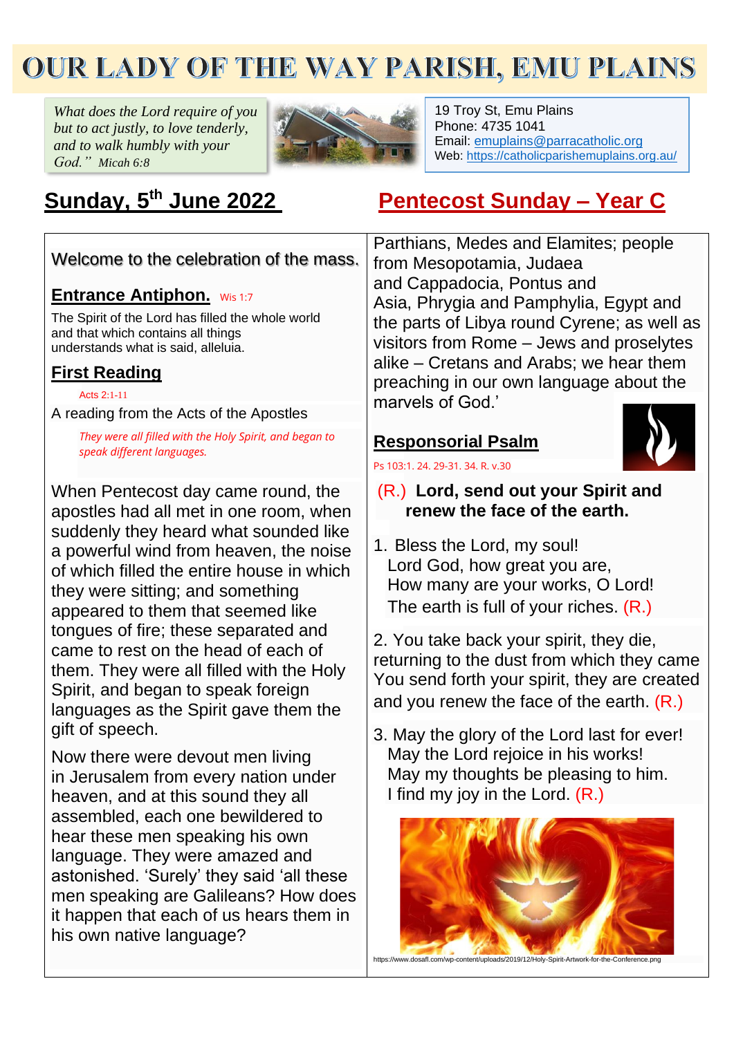# OUR LADY OF THE WAY PARISH, EMU PLAINS

*What does the Lord require of you but to act justly, to love tenderly, and to walk humbly with your God."* Micah 6:8

19 Troy St, Emu Plains
Phone: 4735 1041
Email: emuplains@parracatholic.org
Web: https://catholicparishemuplains.org.au/

## Sunday, 5th June 2022

## Pentecost Sunday – Year C

Welcome to the celebration of the mass.

### Entrance Antiphon. Wis 1:7

The Spirit of the Lord has filled the whole world and that which contains all things understands what is said, alleluia.

### First Reading

Acts 2:1-11

A reading from the Acts of the Apostles

*They were all filled with the Holy Spirit, and began to speak different languages.*

When Pentecost day came round, the apostles had all met in one room, when suddenly they heard what sounded like a powerful wind from heaven, the noise of which filled the entire house in which they were sitting; and something appeared to them that seemed like tongues of fire; these separated and came to rest on the head of each of them. They were all filled with the Holy Spirit, and began to speak foreign languages as the Spirit gave them the gift of speech.

Now there were devout men living in Jerusalem from every nation under heaven, and at this sound they all assembled, each one bewildered to hear these men speaking his own language. They were amazed and astonished. 'Surely' they said 'all these men speaking are Galileans? How does it happen that each of us hears them in his own native language? Parthians, Medes and Elamites; people from Mesopotamia, Judaea and Cappadocia, Pontus and Asia, Phrygia and Pamphylia, Egypt and the parts of Libya round Cyrene; as well as visitors from Rome – Jews and proselytes alike – Cretans and Arabs; we hear them preaching in our own language about the marvels of God.'

### Responsorial Psalm

Ps 103:1. 24. 29-31. 34. R. v.30

(R.) **Lord, send out your Spirit and renew the face of the earth.**

1. Bless the Lord, my soul!
Lord God, how great you are,
How many are your works, O Lord!
The earth is full of your riches. (R.)

2. You take back your spirit, they die,
returning to the dust from which they came
You send forth your spirit, they are created
and you renew the face of the earth. (R.)

3. May the glory of the Lord last for ever!
May the Lord rejoice in his works!
May my thoughts be pleasing to him.
I find my joy in the Lord. (R.)

https://www.dosafl.com/wp-content/uploads/2019/12/Holy-Spirit-Artwork-for-the-Conference.png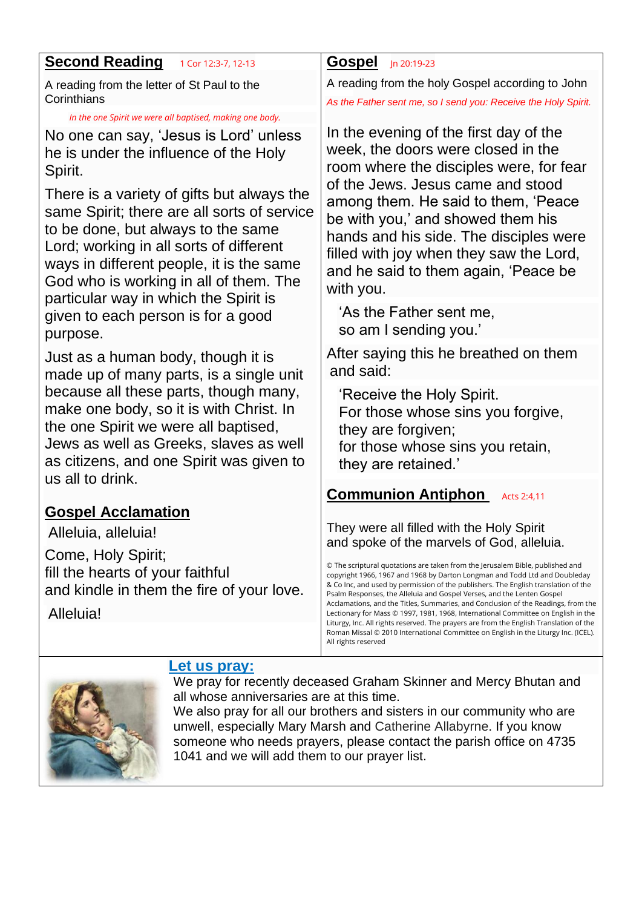## Second Reading

1 Cor 12:3-7, 12-13

A reading from the letter of St Paul to the Corinthians

*In the one Spirit we were all baptised, making one body.*

No one can say, 'Jesus is Lord' unless he is under the influence of the Holy Spirit.

There is a variety of gifts but always the same Spirit; there are all sorts of service to be done, but always to the same Lord; working in all sorts of different ways in different people, it is the same God who is working in all of them. The particular way in which the Spirit is given to each person is for a good purpose.

Just as a human body, though it is made up of many parts, is a single unit because all these parts, though many, make one body, so it is with Christ. In the one Spirit we were all baptised, Jews as well as Greeks, slaves as well as citizens, and one Spirit was given to us all to drink.

## Gospel Acclamation

Alleluia, alleluia!

Come, Holy Spirit;
fill the hearts of your faithful
and kindle in them the fire of your love.

Alleluia!

## Gospel

Jn 20:19-23

A reading from the holy Gospel according to John

*As the Father sent me, so I send you: Receive the Holy Spirit.*

In the evening of the first day of the week, the doors were closed in the room where the disciples were, for fear of the Jews. Jesus came and stood among them. He said to them, 'Peace be with you,' and showed them his hands and his side. The disciples were filled with joy when they saw the Lord, and he said to them again, 'Peace be with you.

'As the Father sent me,
so am I sending you.'

After saying this he breathed on them and said:

'Receive the Holy Spirit.
For those whose sins you forgive,
they are forgiven;
for those whose sins you retain,
they are retained.'

## Communion Antiphon

Acts 2:4,11

They were all filled with the Holy Spirit
and spoke of the marvels of God, alleluia.

© The scriptural quotations are taken from the Jerusalem Bible, published and copyright 1966, 1967 and 1968 by Darton Longman and Todd Ltd and Doubleday & Co Inc, and used by permission of the publishers. The English translation of the Psalm Responses, the Alleluia and Gospel Verses, and the Lenten Gospel Acclamations, and the Titles, Summaries, and Conclusion of the Readings, from the Lectionary for Mass © 1997, 1981, 1968, International Committee on English in the Liturgy, Inc. All rights reserved. The prayers are from the English Translation of the Roman Missal © 2010 International Committee on English in the Liturgy Inc. (ICEL). All rights reserved

## Let us pray:

We pray for recently deceased Graham Skinner and Mercy Bhutan and all whose anniversaries are at this time.
We also pray for all our brothers and sisters in our community who are unwell, especially Mary Marsh and Catherine Allabyrne. If you know someone who needs prayers, please contact the parish office on 4735 1041 and we will add them to our prayer list.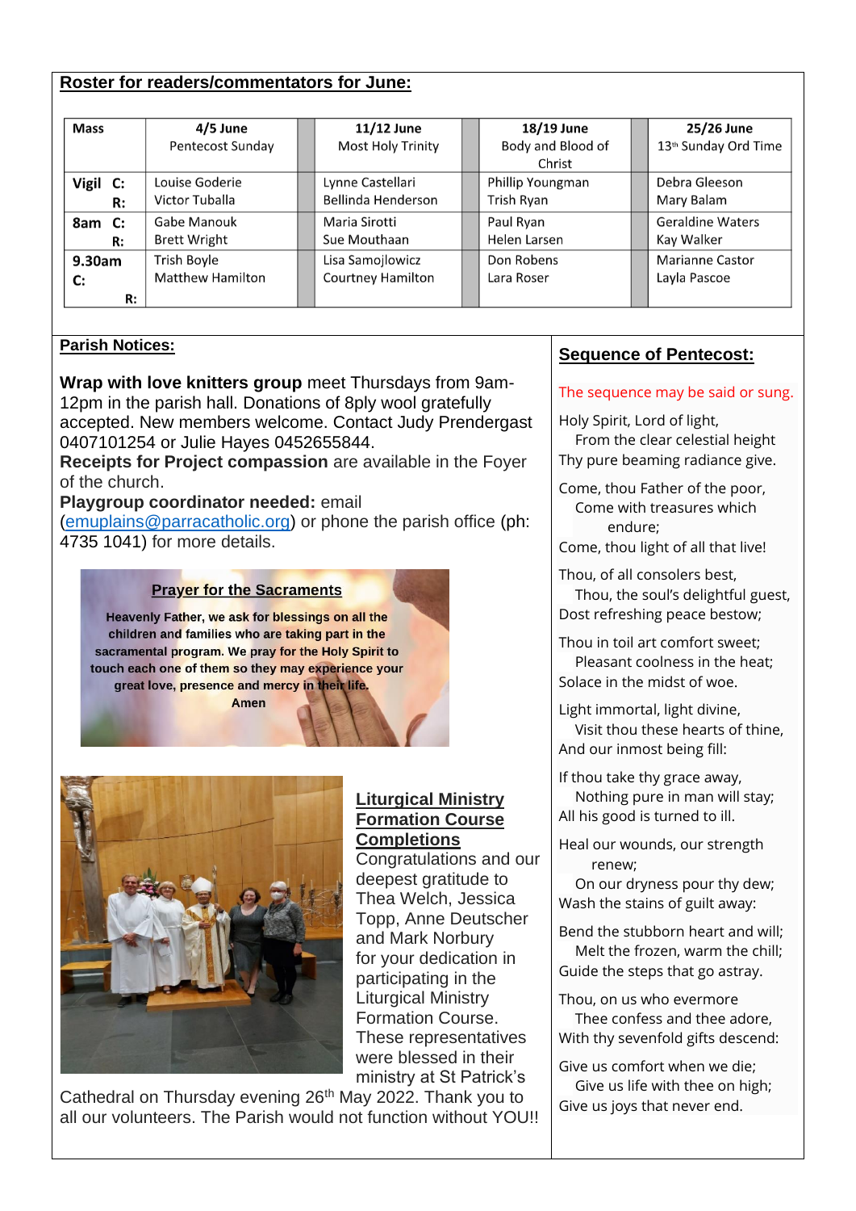## Roster for readers/commentators for June:

| Mass | 4/5 June<br>Pentecost Sunday | 11/12 June<br>Most Holy Trinity | 18/19 June<br>Body and Blood of Christ | 25/26 June<br>13th Sunday Ord Time |
|---|---|---|---|---|
| Vigil C:<br>R: | Louise Goderie<br>Victor Tuballa | Lynne Castellari<br>Bellinda Henderson | Phillip Youngman<br>Trish Ryan | Debra Gleeson<br>Mary Balam |
| 8am C:<br>R: | Gabe Manouk<br>Brett Wright | Maria Sirotti<br>Sue Mouthaan | Paul Ryan<br>Helen Larsen | Geraldine Waters<br>Kay Walker |
| 9.30am C:<br>R: | Trish Boyle<br>Matthew Hamilton | Lisa Samojlowicz<br>Courtney Hamilton | Don Robens<br>Lara Roser | Marianne Castor<br>Layla Pascoe |

## Parish Notices:

**Wrap with love knitters group** meet Thursdays from 9am-12pm in the parish hall. Donations of 8ply wool gratefully accepted. New members welcome. Contact Judy Prendergast 0407101254 or Julie Hayes 0452655844.

**Receipts for Project compassion** are available in the Foyer of the church.

**Playgroup coordinator needed:** email (emuplains@parracatholic.org) or phone the parish office (ph: 4735 1041) for more details.

### Prayer for the Sacraments

**Heavenly Father, we ask for blessings on all the children and families who are taking part in the sacramental program. We pray for the Holy Spirit to touch each one of them so they may experience your great love, presence and mercy in their life.**
**Amen**

### Liturgical Ministry Formation Course Completions

Congratulations and our deepest gratitude to Thea Welch, Jessica Topp, Anne Deutscher and Mark Norbury for your dedication in participating in the Liturgical Ministry Formation Course. These representatives were blessed in their ministry at St Patrick's Cathedral on Thursday evening 26th May 2022. Thank you to all our volunteers. The Parish would not function without YOU!!

## Sequence of Pentecost:

The sequence may be said or sung.

Holy Spirit, Lord of light,
From the clear celestial height
Thy pure beaming radiance give.

Come, thou Father of the poor,
Come with treasures which endure;
Come, thou light of all that live!

Thou, of all consolers best,
Thou, the soul's delightful guest,
Dost refreshing peace bestow;

Thou in toil art comfort sweet;
Pleasant coolness in the heat;
Solace in the midst of woe.

Light immortal, light divine,
Visit thou these hearts of thine,
And our inmost being fill:

If thou take thy grace away,
Nothing pure in man will stay;
All his good is turned to ill.

Heal our wounds, our strength renew;
On our dryness pour thy dew;
Wash the stains of guilt away:

Bend the stubborn heart and will;
Melt the frozen, warm the chill;
Guide the steps that go astray.

Thou, on us who evermore
Thee confess and thee adore,
With thy sevenfold gifts descend:

Give us comfort when we die;
Give us life with thee on high;
Give us joys that never end.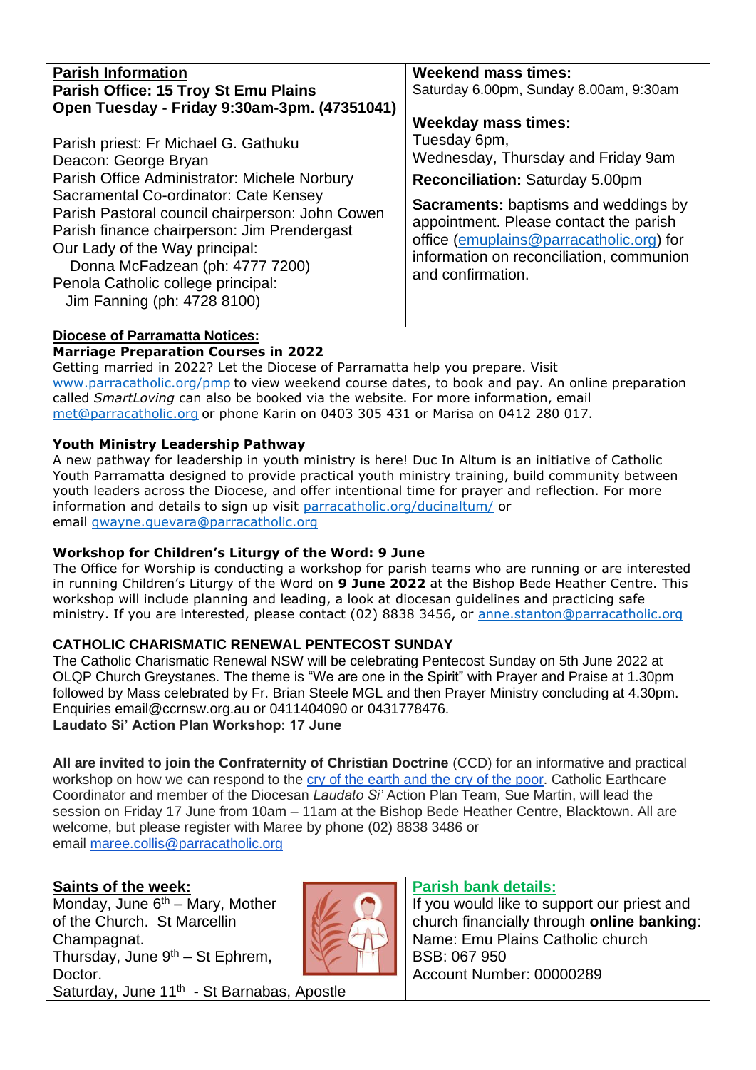## Parish Information

**Parish Office: 15 Troy St Emu Plains**
**Open Tuesday - Friday 9:30am-3pm. (47351041)**

Parish priest: Fr Michael G. Gathuku
Deacon: George Bryan
Parish Office Administrator: Michele Norbury
Sacramental Co-ordinator: Cate Kensey
Parish Pastoral council chairperson: John Cowen
Parish finance chairperson: Jim Prendergast
Our Lady of the Way principal:
Donna McFadzean (ph: 4777 7200)
Penola Catholic college principal:
Jim Fanning (ph: 4728 8100)

**Weekend mass times:**
Saturday 6.00pm, Sunday 8.00am, 9:30am

**Weekday mass times:**
Tuesday 6pm,
Wednesday, Thursday and Friday 9am

**Reconciliation:** Saturday 5.00pm

**Sacraments:** baptisms and weddings by appointment. Please contact the parish office (emuplains@parracatholic.org) for information on reconciliation, communion and confirmation.

## Diocese of Parramatta Notices:

**Marriage Preparation Courses in 2022**

Getting married in 2022? Let the Diocese of Parramatta help you prepare. Visit www.parracatholic.org/pmp to view weekend course dates, to book and pay. An online preparation called *SmartLoving* can also be booked via the website. For more information, email met@parracatholic.org or phone Karin on 0403 305 431 or Marisa on 0412 280 017.

**Youth Ministry Leadership Pathway**

A new pathway for leadership in youth ministry is here! Duc In Altum is an initiative of Catholic Youth Parramatta designed to provide practical youth ministry training, build community between youth leaders across the Diocese, and offer intentional time for prayer and reflection. For more information and details to sign up visit parracatholic.org/ducinaltum/ or email qwayne.guevara@parracatholic.org

**Workshop for Children's Liturgy of the Word: 9 June**

The Office for Worship is conducting a workshop for parish teams who are running or are interested in running Children's Liturgy of the Word on **9 June 2022** at the Bishop Bede Heather Centre. This workshop will include planning and leading, a look at diocesan guidelines and practicing safe ministry. If you are interested, please contact (02) 8838 3456, or anne.stanton@parracatholic.org

**CATHOLIC CHARISMATIC RENEWAL PENTECOST SUNDAY**

The Catholic Charismatic Renewal NSW will be celebrating Pentecost Sunday on 5th June 2022 at OLQP Church Greystanes. The theme is "We are one in the Spirit" with Prayer and Praise at 1.30pm followed by Mass celebrated by Fr. Brian Steele MGL and then Prayer Ministry concluding at 4.30pm. Enquiries email@ccrnsw.org.au or 0411404090 or 0431778476.

**Laudato Si' Action Plan Workshop: 17 June**

**All are invited to join the Confraternity of Christian Doctrine** (CCD) for an informative and practical workshop on how we can respond to the cry of the earth and the cry of the poor. Catholic Earthcare Coordinator and member of the Diocesan *Laudato Si'* Action Plan Team, Sue Martin, will lead the session on Friday 17 June from 10am – 11am at the Bishop Bede Heather Centre, Blacktown. All are welcome, but please register with Maree by phone (02) 8838 3486 or email maree.collis@parracatholic.org

## Saints of the week:

Monday, June 6th – Mary, Mother of the Church. St Marcellin Champagnat.
Thursday, June 9th – St Ephrem, Doctor.
Saturday, June 11th - St Barnabas, Apostle

## Parish bank details:

If you would like to support our priest and church financially through **online banking**:
Name: Emu Plains Catholic church
BSB: 067 950
Account Number: 00000289